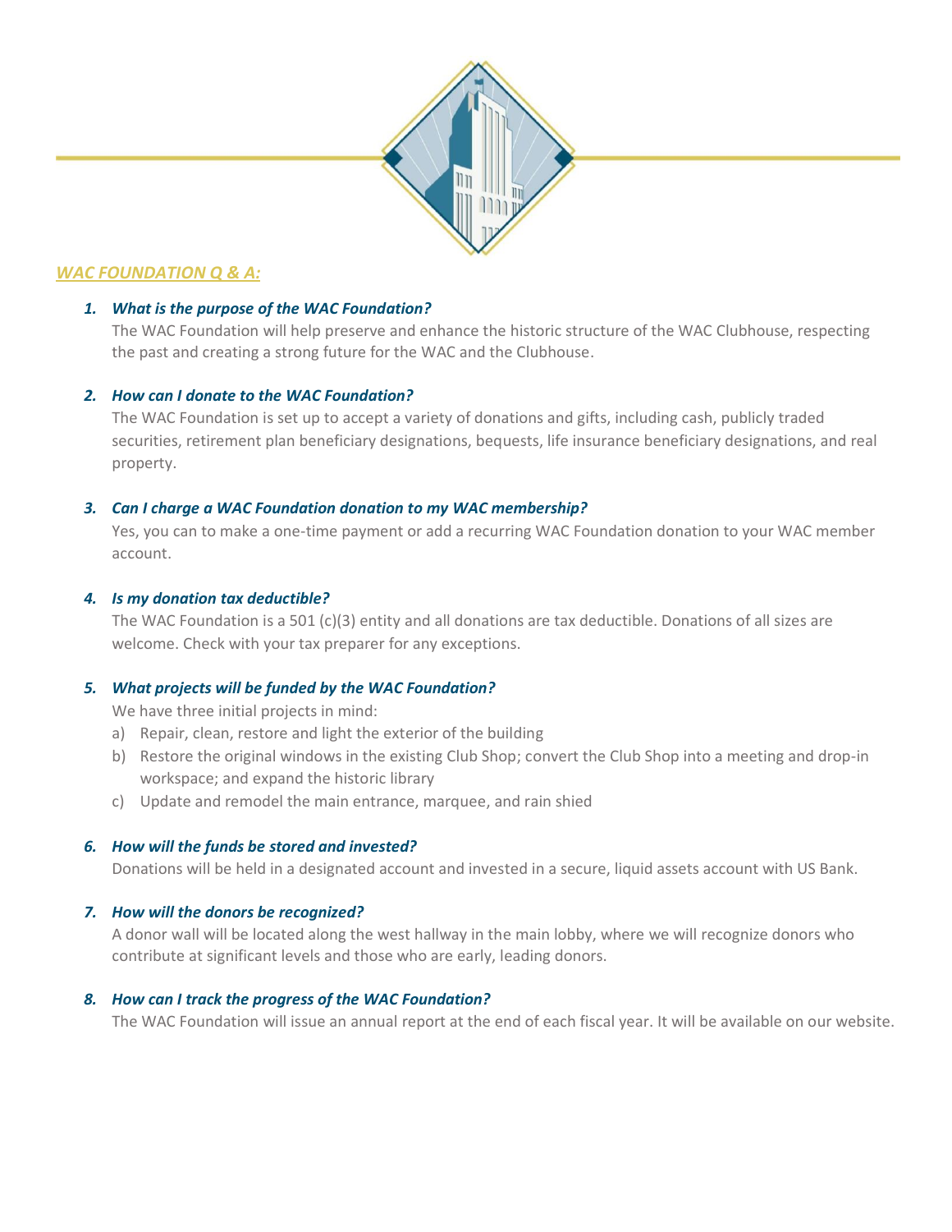## *WAC FOUNDATION Q & A:*

1. ***What is the purpose of the WAC Foundation?***
   The WAC Foundation will help preserve and enhance the historic structure of the WAC Clubhouse, respecting the past and creating a strong future for the WAC and the Clubhouse.

2. ***How can I donate to the WAC Foundation?***
   The WAC Foundation is set up to accept a variety of donations and gifts, including cash, publicly traded securities, retirement plan beneficiary designations, bequests, life insurance beneficiary designations, and real property.

3. ***Can I charge a WAC Foundation donation to my WAC membership?***
   Yes, you can to make a one-time payment or add a recurring WAC Foundation donation to your WAC member account.

4. ***Is my donation tax deductible?***
   The WAC Foundation is a 501 (c)(3) entity and all donations are tax deductible. Donations of all sizes are welcome. Check with your tax preparer for any exceptions.

5. ***What projects will be funded by the WAC Foundation?***
   We have three initial projects in mind:
   a) Repair, clean, restore and light the exterior of the building
   b) Restore the original windows in the existing Club Shop; convert the Club Shop into a meeting and drop-in workspace; and expand the historic library
   c) Update and remodel the main entrance, marquee, and rain shied

6. ***How will the funds be stored and invested?***
   Donations will be held in a designated account and invested in a secure, liquid assets account with US Bank.

7. ***How will the donors be recognized?***
   A donor wall will be located along the west hallway in the main lobby, where we will recognize donors who contribute at significant levels and those who are early, leading donors.

8. ***How can I track the progress of the WAC Foundation?***
   The WAC Foundation will issue an annual report at the end of each fiscal year. It will be available on our website.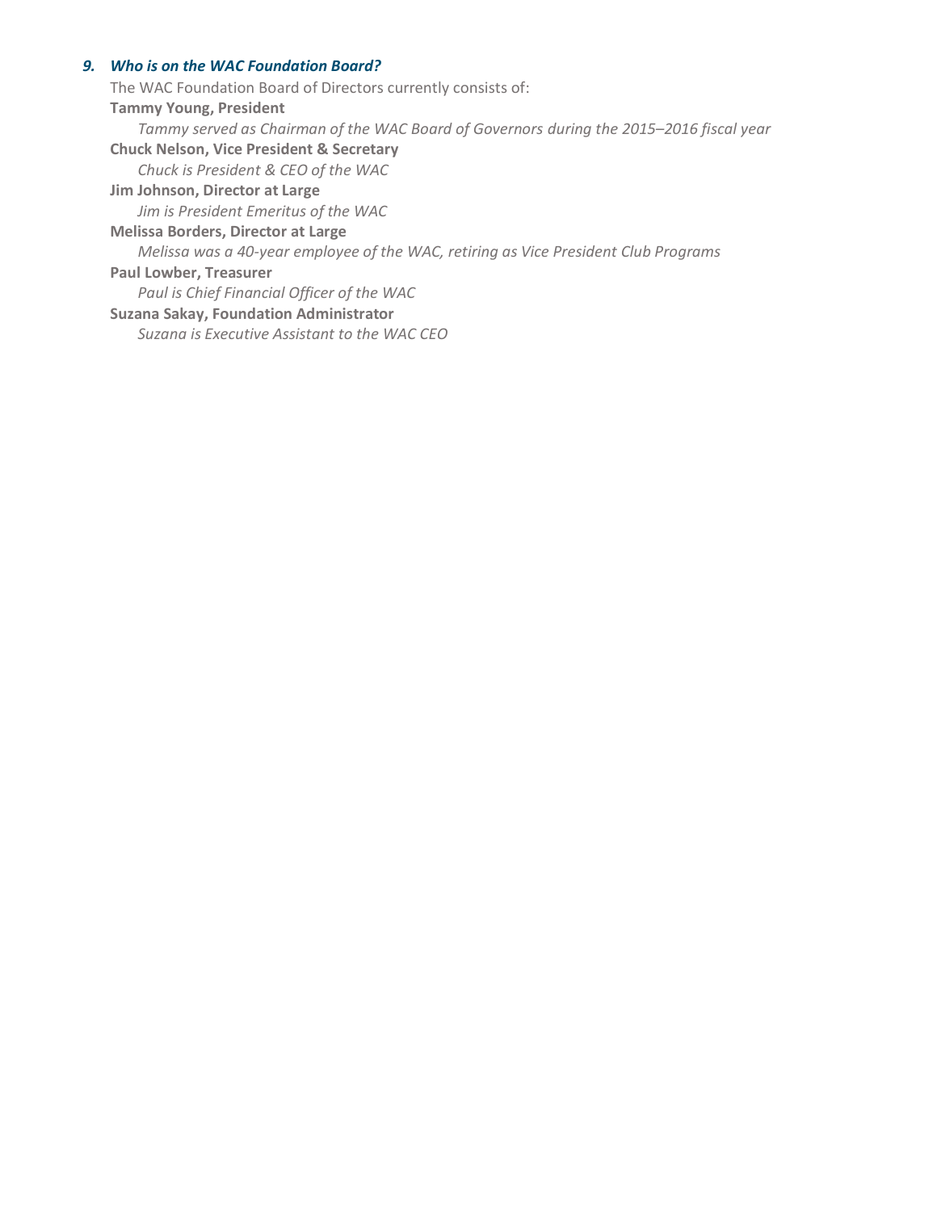### *9. Who is on the WAC Foundation Board?*

The WAC Foundation Board of Directors currently consists of:

**Tammy Young, President**

*Tammy served as Chairman of the WAC Board of Governors during the 2015–2016 fiscal year*

**Chuck Nelson, Vice President & Secretary**

*Chuck is President & CEO of the WAC*

**Jim Johnson, Director at Large**

*Jim is President Emeritus of the WAC*

**Melissa Borders, Director at Large**

*Melissa was a 40-year employee of the WAC, retiring as Vice President Club Programs*

**Paul Lowber, Treasurer**

*Paul is Chief Financial Officer of the WAC*

**Suzana Sakay, Foundation Administrator**

*Suzana is Executive Assistant to the WAC CEO*